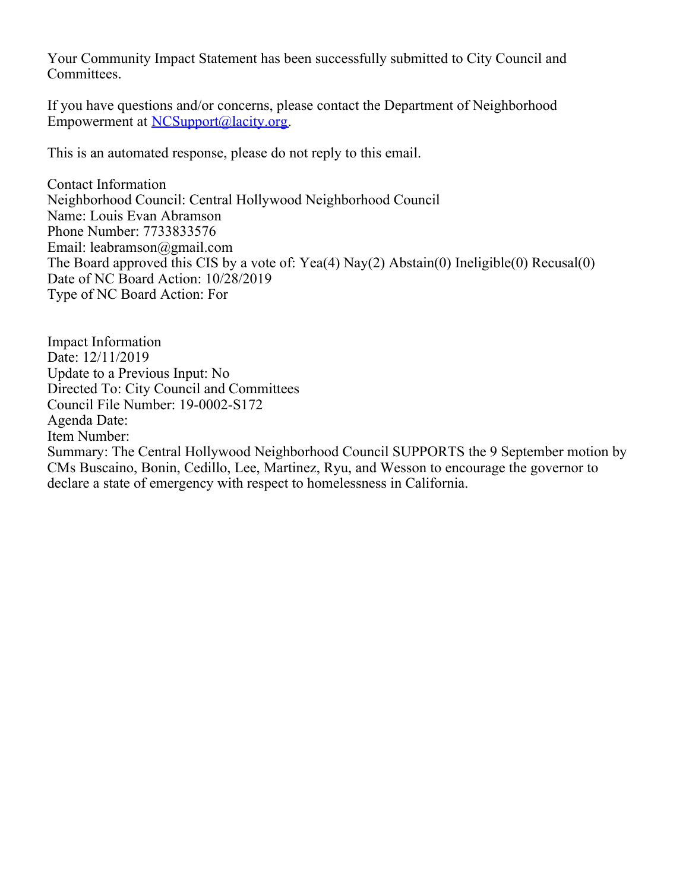Your Community Impact Statement has been successfully submitted to City Council and Committees.

If you have questions and/or concerns, please contact the Department of Neighborhood Empowerment at [NCSupport@lacity.org](mailto:NCSupport@lacity.org).

This is an automated response, please do not reply to this email.

Contact Information
Neighborhood Council: Central Hollywood Neighborhood Council
Name: Louis Evan Abramson
Phone Number: 7733833576
Email: leabramson@gmail.com
The Board approved this CIS by a vote of: Yea(4) Nay(2) Abstain(0) Ineligible(0) Recusal(0)
Date of NC Board Action: 10/28/2019
Type of NC Board Action: For

Impact Information
Date: 12/11/2019
Update to a Previous Input: No
Directed To: City Council and Committees
Council File Number: 19-0002-S172
Agenda Date:
Item Number:
Summary: The Central Hollywood Neighborhood Council SUPPORTS the 9 September motion by CMs Buscaino, Bonin, Cedillo, Lee, Martinez, Ryu, and Wesson to encourage the governor to declare a state of emergency with respect to homelessness in California.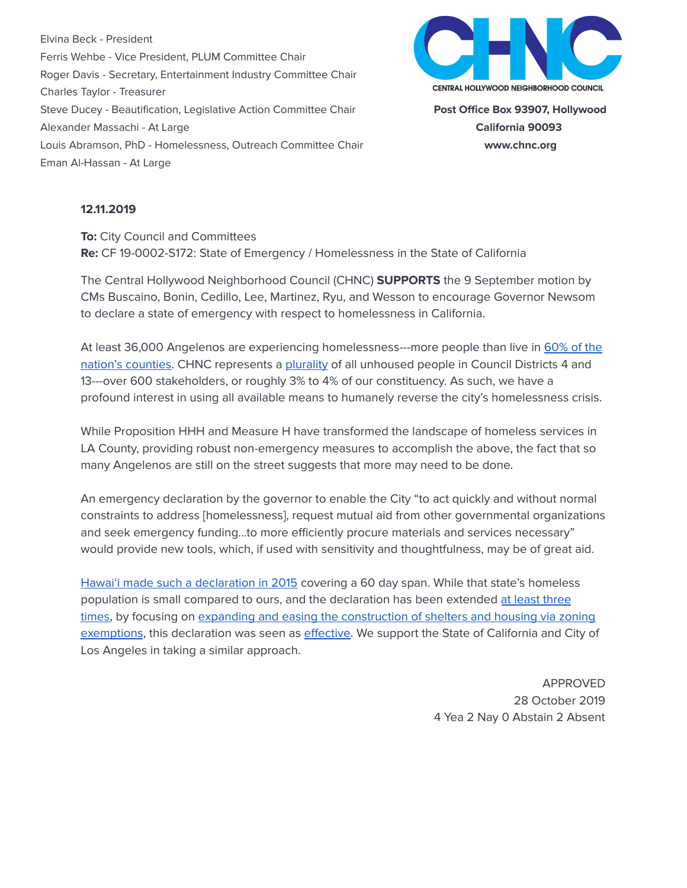Elvina Beck - President
Ferris Wehbe - Vice President, PLUM Committee Chair
Roger Davis - Secretary, Entertainment Industry Committee Chair
Charles Taylor - Treasurer
Steve Ducey - Beautification, Legislative Action Committee Chair
Alexander Massachi - At Large
Louis Abramson, PhD - Homelessness, Outreach Committee Chair
Eman Al-Hassan - At Large

CHNC
CENTRAL HOLLYWOOD NEIGHBORHOOD COUNCIL

**Post Office Box 93907, Hollywood**
**California 90093**
**www.chnc.org**

**12.11.2019**

**To:** City Council and Committees
**Re:** CF 19-0002-S172: State of Emergency / Homelessness in the State of California

The Central Hollywood Neighborhood Council (CHNC) **SUPPORTS** the 9 September motion by CMs Buscaino, Bonin, Cedillo, Lee, Martinez, Ryu, and Wesson to encourage Governor Newsom to declare a state of emergency with respect to homelessness in California.

At least 36,000 Angelenos are experiencing homelessness---more people than live in 60% of the nation's counties. CHNC represents a plurality of all unhoused people in Council Districts 4 and 13---over 600 stakeholders, or roughly 3% to 4% of our constituency. As such, we have a profound interest in using all available means to humanely reverse the city's homelessness crisis.

While Proposition HHH and Measure H have transformed the landscape of homeless services in LA County, providing robust non-emergency measures to accomplish the above, the fact that so many Angelenos are still on the street suggests that more may need to be done.

An emergency declaration by the governor to enable the City "to act quickly and without normal constraints to address [homelessness], request mutual aid from other governmental organizations and seek emergency funding...to more efficiently procure materials and services necessary" would provide new tools, which, if used with sensitivity and thoughtfulness, may be of great aid.

Hawai'i made such a declaration in 2015 covering a 60 day span. While that state's homeless population is small compared to ours, and the declaration has been extended at least three times, by focusing on expanding and easing the construction of shelters and housing via zoning exemptions, this declaration was seen as effective. We support the State of California and City of Los Angeles in taking a similar approach.

APPROVED
28 October 2019
4 Yea 2 Nay 0 Abstain 2 Absent